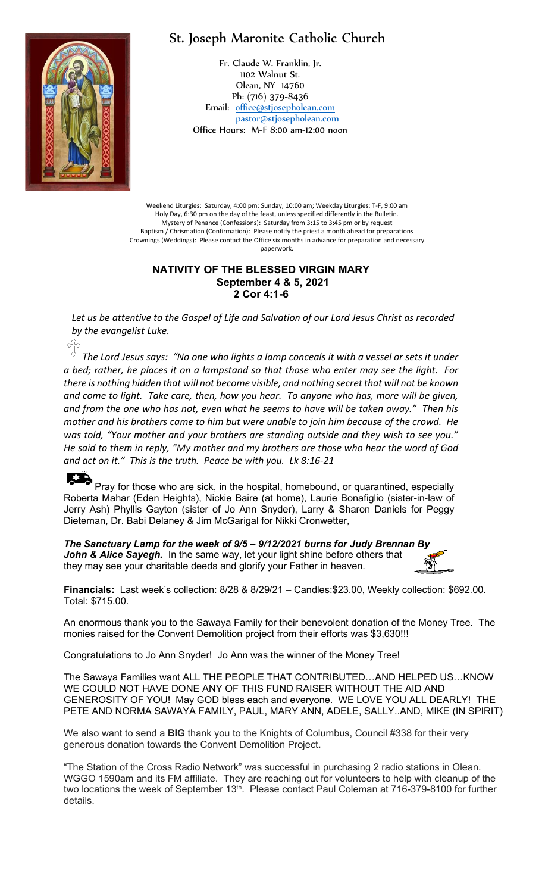# St. Joseph Maronite Catholic Church

Fr. Claude W. Franklin, Jr.
1102 Walnut St.
Olean, NY 14760
Ph: (716) 379-8436
Email: office@stjosepholean.com
pastor@stjosepholean.com
Office Hours: M-F 8:00 am-12:00 noon

Weekend Liturgies: Saturday, 4:00 pm; Sunday, 10:00 am; Weekday Liturgies: T-F, 9:00 am
Holy Day, 6:30 pm on the day of the feast, unless specified differently in the Bulletin.
Mystery of Penance (Confessions): Saturday from 3:15 to 3:45 pm or by request
Baptism / Chrismation (Confirmation): Please notify the priest a month ahead for preparations
Crownings (Weddings): Please contact the Office six months in advance for preparation and necessary paperwork.

## NATIVITY OF THE BLESSED VIRGIN MARY
**September 4 & 5, 2021**
**2 Cor 4:1-6**

*Let us be attentive to the Gospel of Life and Salvation of our Lord Jesus Christ as recorded by the evangelist Luke.*

*The Lord Jesus says: "No one who lights a lamp conceals it with a vessel or sets it under a bed; rather, he places it on a lampstand so that those who enter may see the light. For there is nothing hidden that will not become visible, and nothing secret that will not be known and come to light. Take care, then, how you hear. To anyone who has, more will be given, and from the one who has not, even what he seems to have will be taken away." Then his mother and his brothers came to him but were unable to join him because of the crowd. He was told, "Your mother and your brothers are standing outside and they wish to see you." He said to them in reply, "My mother and my brothers are those who hear the word of God and act on it." This is the truth. Peace be with you. Lk 8:16-21*

Pray for those who are sick, in the hospital, homebound, or quarantined, especially Roberta Mahar (Eden Heights), Nickie Baire (at home), Laurie Bonafiglio (sister-in-law of Jerry Ash) Phyllis Gayton (sister of Jo Ann Snyder), Larry & Sharon Daniels for Peggy Dieteman, Dr. Babi Delaney & Jim McGarigal for Nikki Cronwetter,

***The Sanctuary Lamp for the week of 9/5 – 9/12/2021 burns for Judy Brennan By John & Alice Sayegh.*** In the same way, let your light shine before others that they may see your charitable deeds and glorify your Father in heaven.

**Financials:** Last week's collection: 8/28 & 8/29/21 – Candles:$23.00, Weekly collection: $692.00. Total: $715.00.

An enormous thank you to the Sawaya Family for their benevolent donation of the Money Tree. The monies raised for the Convent Demolition project from their efforts was $3,630!!!

Congratulations to Jo Ann Snyder! Jo Ann was the winner of the Money Tree!

The Sawaya Families want ALL THE PEOPLE THAT CONTRIBUTED…AND HELPED US…KNOW WE COULD NOT HAVE DONE ANY OF THIS FUND RAISER WITHOUT THE AID AND GENEROSITY OF YOU! May GOD bless each and everyone. WE LOVE YOU ALL DEARLY! THE PETE AND NORMA SAWAYA FAMILY, PAUL, MARY ANN, ADELE, SALLY..AND, MIKE (IN SPIRIT)

We also want to send a **BIG** thank you to the Knights of Columbus, Council #338 for their very generous donation towards the Convent Demolition Project**.**

"The Station of the Cross Radio Network" was successful in purchasing 2 radio stations in Olean. WGGO 1590am and its FM affiliate. They are reaching out for volunteers to help with cleanup of the two locations the week of September 13th. Please contact Paul Coleman at 716-379-8100 for further details.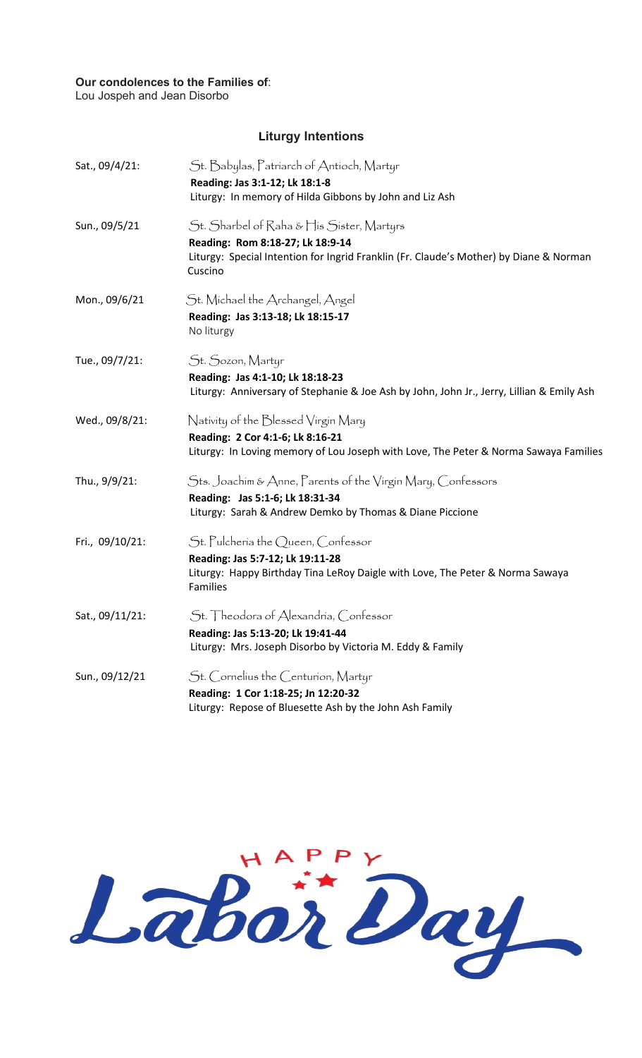**Our condolences to the Families of**:
Lou Jospeh and Jean Disorbo

## Liturgy Intentions

Sat., 09/4/21: St. Babylas, Patriarch of Antioch, Martyr
**Reading: Jas 3:1-12; Lk 18:1-8**
Liturgy: In memory of Hilda Gibbons by John and Liz Ash

Sun., 09/5/21 St. Sharbel of Raha & His Sister, Martyrs
**Reading: Rom 8:18-27; Lk 18:9-14**
Liturgy: Special Intention for Ingrid Franklin (Fr. Claude's Mother) by Diane & Norman Cuscino

Mon., 09/6/21 St. Michael the Archangel, Angel
**Reading: Jas 3:13-18; Lk 18:15-17**
No liturgy

Tue., 09/7/21: St. Sozon, Martyr
**Reading: Jas 4:1-10; Lk 18:18-23**
Liturgy: Anniversary of Stephanie & Joe Ash by John, John Jr., Jerry, Lillian & Emily Ash

Wed., 09/8/21: Nativity of the Blessed Virgin Mary
**Reading: 2 Cor 4:1-6; Lk 8:16-21**
Liturgy: In Loving memory of Lou Joseph with Love, The Peter & Norma Sawaya Families

Thu., 9/9/21: Sts. Joachim & Anne, Parents of the Virgin Mary, Confessors
**Reading: Jas 5:1-6; Lk 18:31-34**
Liturgy: Sarah & Andrew Demko by Thomas & Diane Piccione

Fri., 09/10/21: St. Pulcheria the Queen, Confessor
**Reading: Jas 5:7-12; Lk 19:11-28**
Liturgy: Happy Birthday Tina LeRoy Daigle with Love, The Peter & Norma Sawaya Families

Sat., 09/11/21: St. Theodora of Alexandria, Confessor
**Reading: Jas 5:13-20; Lk 19:41-44**
Liturgy: Mrs. Joseph Disorbo by Victoria M. Eddy & Family

Sun., 09/12/21 St. Cornelius the Centurion, Martyr
**Reading: 1 Cor 1:18-25; Jn 12:20-32**
Liturgy: Repose of Bluesette Ash by the John Ash Family

HAPPY Labor Day